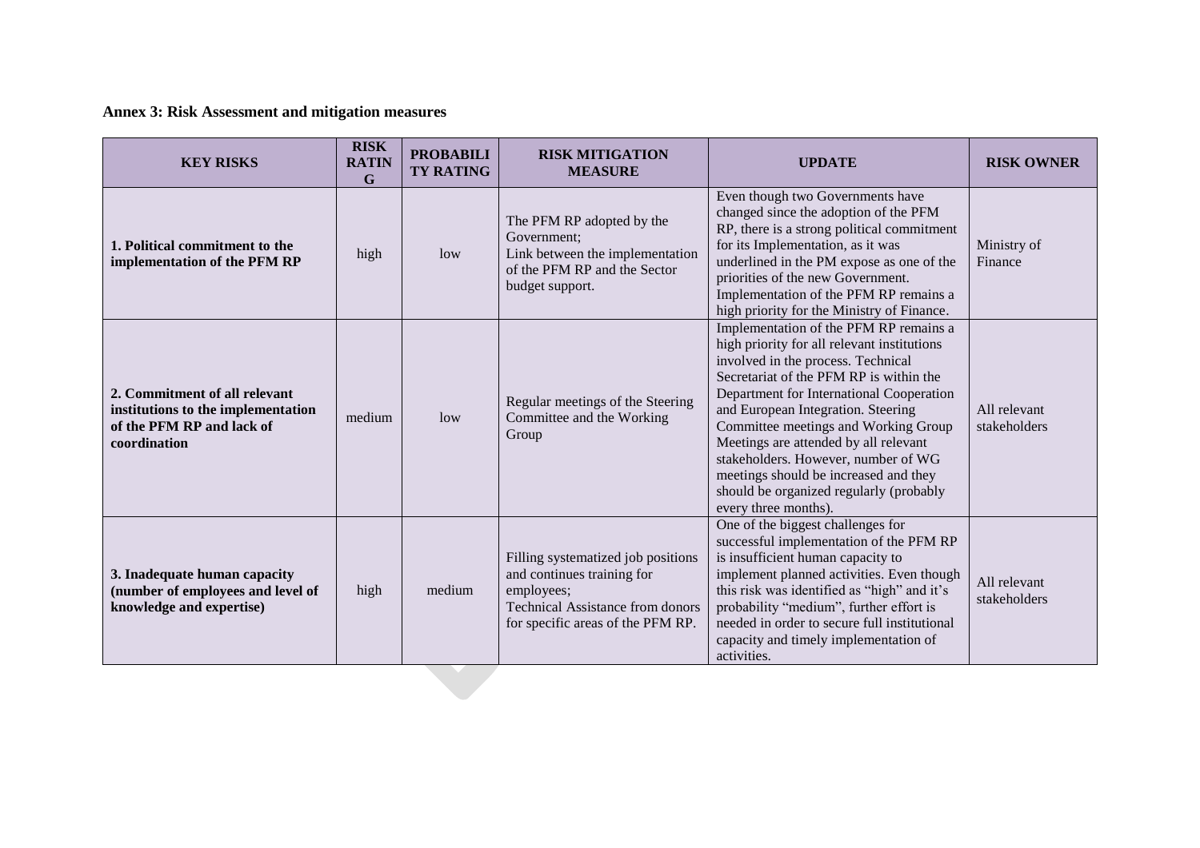**Annex 3: Risk Assessment and mitigation measures**

| KEY RISKS | RISK RATING | PROBABILITY RATING | RISK MITIGATION MEASURE | UPDATE | RISK OWNER |
|---|---|---|---|---|---|
| **1. Political commitment to the implementation of the PFM RP** | high | low | The PFM RP adopted by the Government;<br>Link between the implementation of the PFM RP and the Sector budget support. | Even though two Governments have changed since the adoption of the PFM RP, there is a strong political commitment for its Implementation, as it was underlined in the PM expose as one of the priorities of the new Government. Implementation of the PFM RP remains a high priority for the Ministry of Finance. | Ministry of Finance |
| **2. Commitment of all relevant institutions to the implementation of the PFM RP and lack of coordination** | medium | low | Regular meetings of the Steering Committee and the Working Group | Implementation of the PFM RP remains a high priority for all relevant institutions involved in the process. Technical Secretariat of the PFM RP is within the Department for International Cooperation and European Integration. Steering Committee meetings and Working Group Meetings are attended by all relevant stakeholders. However, number of WG meetings should be increased and they should be organized regularly (probably every three months). | All relevant stakeholders |
| **3. Inadequate human capacity (number of employees and level of knowledge and expertise)** | high | medium | Filling systematized job positions and continues training for employees;<br>Technical Assistance from donors for specific areas of the PFM RP. | One of the biggest challenges for successful implementation of the PFM RP is insufficient human capacity to implement planned activities. Even though this risk was identified as "high" and it's probability "medium", further effort is needed in order to secure full institutional capacity and timely implementation of activities. | All relevant stakeholders |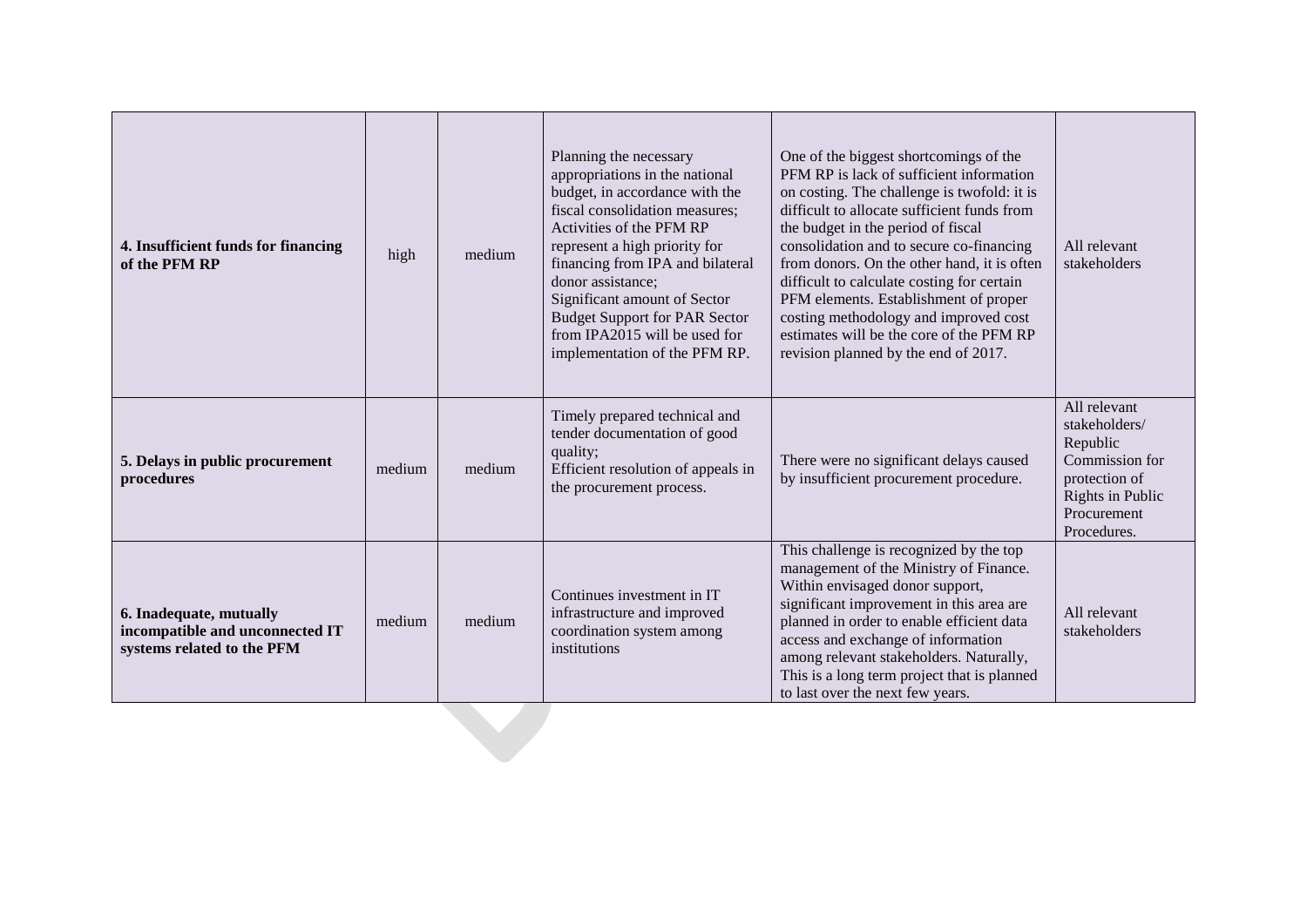| | | | | | |
|---|---|---|---|---|---|
| **4. Insufficient funds for financing of the PFM RP** | high | medium | Planning the necessary appropriations in the national budget, in accordance with the fiscal consolidation measures;<br>Activities of the PFM RP represent a high priority for financing from IPA and bilateral donor assistance;<br>Significant amount of Sector Budget Support for PAR Sector from IPA2015 will be used for implementation of the PFM RP. | One of the biggest shortcomings of the PFM RP is lack of sufficient information on costing. The challenge is twofold: it is difficult to allocate sufficient funds from the budget in the period of fiscal consolidation and to secure co-financing from donors. On the other hand, it is often difficult to calculate costing for certain PFM elements. Establishment of proper costing methodology and improved cost estimates will be the core of the PFM RP revision planned by the end of 2017. | All relevant stakeholders |
| **5. Delays in public procurement procedures** | medium | medium | Timely prepared technical and tender documentation of good quality;<br>Efficient resolution of appeals in the procurement process. | There were no significant delays caused by insufficient procurement procedure. | All relevant stakeholders/ Republic Commission for protection of Rights in Public Procurement Procedures. |
| **6. Inadequate, mutually incompatible and unconnected IT systems related to the PFM** | medium | medium | Continues investment in IT infrastructure and improved coordination system among institutions | This challenge is recognized by the top management of the Ministry of Finance. Within envisaged donor support, significant improvement in this area are planned in order to enable efficient data access and exchange of information among relevant stakeholders. Naturally, This is a long term project that is planned to last over the next few years. | All relevant stakeholders |